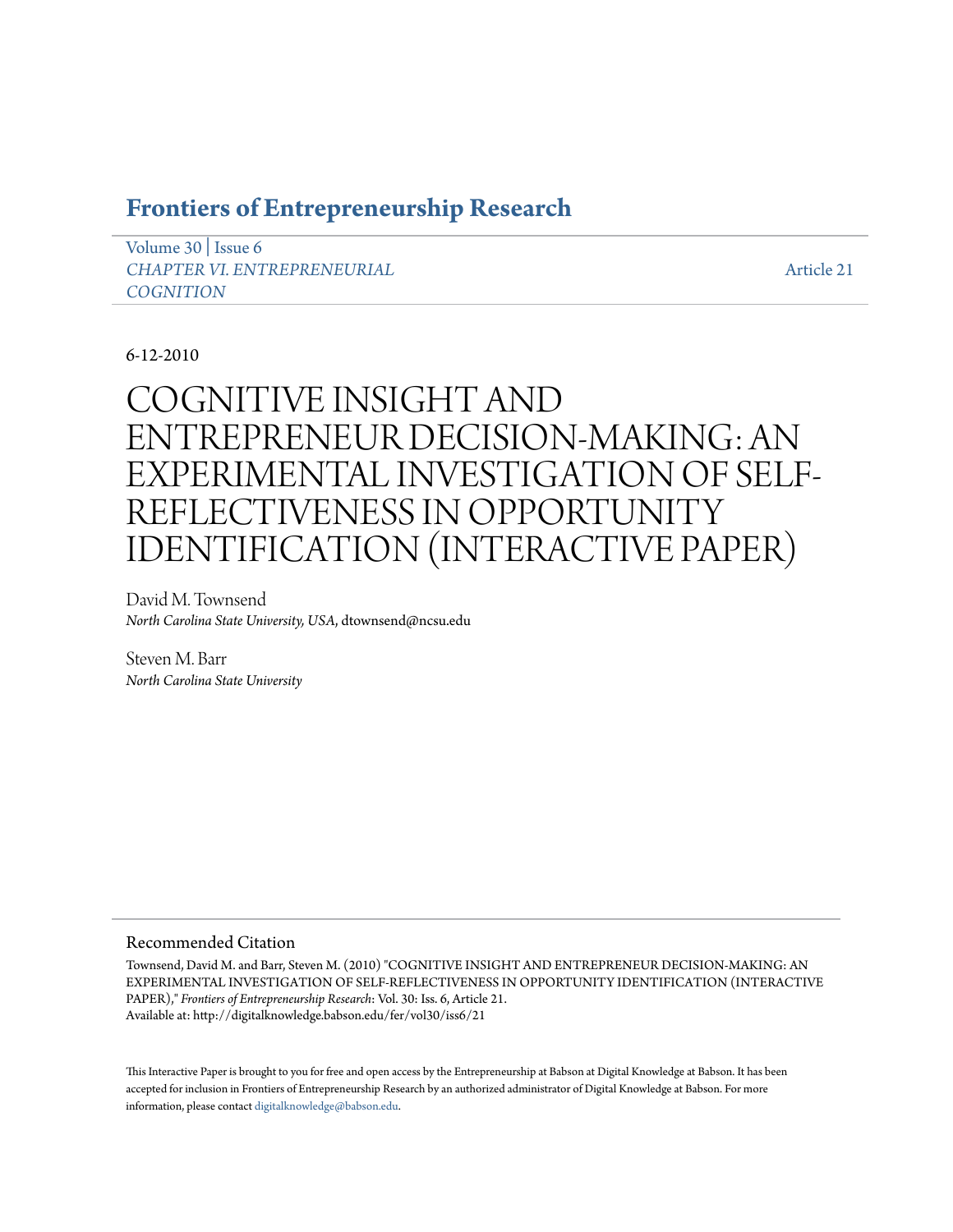# Frontiers of Entrepreneurship Research

Volume 30 | Issue 6
*CHAPTER VI. ENTREPRENEURIAL COGNITION*

Article 21

6-12-2010

# COGNITIVE INSIGHT AND ENTREPRENEUR DECISION-MAKING: AN EXPERIMENTAL INVESTIGATION OF SELF-REFLECTIVENESS IN OPPORTUNITY IDENTIFICATION (INTERACTIVE PAPER)

David M. Townsend
*North Carolina State University, USA*, dtownsend@ncsu.edu

Steven M. Barr
*North Carolina State University*

## Recommended Citation

Townsend, David M. and Barr, Steven M. (2010) "COGNITIVE INSIGHT AND ENTREPRENEUR DECISION-MAKING: AN EXPERIMENTAL INVESTIGATION OF SELF-REFLECTIVENESS IN OPPORTUNITY IDENTIFICATION (INTERACTIVE PAPER)," *Frontiers of Entrepreneurship Research*: Vol. 30: Iss. 6, Article 21.
Available at: http://digitalknowledge.babson.edu/fer/vol30/iss6/21

This Interactive Paper is brought to you for free and open access by the Entrepreneurship at Babson at Digital Knowledge at Babson. It has been accepted for inclusion in Frontiers of Entrepreneurship Research by an authorized administrator of Digital Knowledge at Babson. For more information, please contact digitalknowledge@babson.edu.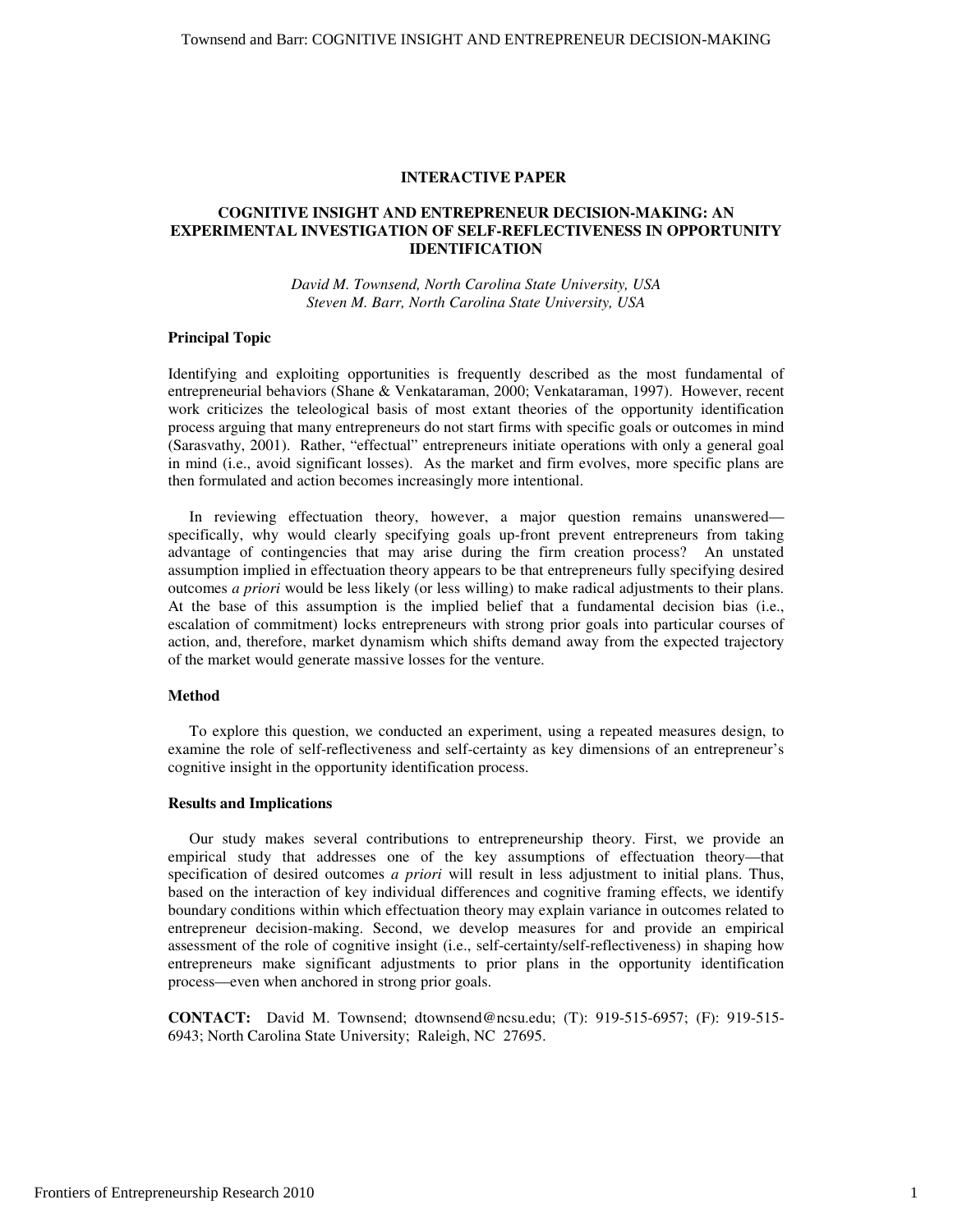**INTERACTIVE PAPER**

# COGNITIVE INSIGHT AND ENTREPRENEUR DECISION-MAKING: AN EXPERIMENTAL INVESTIGATION OF SELF-REFLECTIVENESS IN OPPORTUNITY IDENTIFICATION

*David M. Townsend, North Carolina State University, USA*
*Steven M. Barr, North Carolina State University, USA*

## Principal Topic

Identifying and exploiting opportunities is frequently described as the most fundamental of entrepreneurial behaviors (Shane & Venkataraman, 2000; Venkataraman, 1997). However, recent work criticizes the teleological basis of most extant theories of the opportunity identification process arguing that many entrepreneurs do not start firms with specific goals or outcomes in mind (Sarasvathy, 2001). Rather, "effectual" entrepreneurs initiate operations with only a general goal in mind (i.e., avoid significant losses). As the market and firm evolves, more specific plans are then formulated and action becomes increasingly more intentional.

In reviewing effectuation theory, however, a major question remains unanswered—specifically, why would clearly specifying goals up-front prevent entrepreneurs from taking advantage of contingencies that may arise during the firm creation process? An unstated assumption implied in effectuation theory appears to be that entrepreneurs fully specifying desired outcomes *a priori* would be less likely (or less willing) to make radical adjustments to their plans. At the base of this assumption is the implied belief that a fundamental decision bias (i.e., escalation of commitment) locks entrepreneurs with strong prior goals into particular courses of action, and, therefore, market dynamism which shifts demand away from the expected trajectory of the market would generate massive losses for the venture.

## Method

To explore this question, we conducted an experiment, using a repeated measures design, to examine the role of self-reflectiveness and self-certainty as key dimensions of an entrepreneur's cognitive insight in the opportunity identification process.

## Results and Implications

Our study makes several contributions to entrepreneurship theory. First, we provide an empirical study that addresses one of the key assumptions of effectuation theory—that specification of desired outcomes *a priori* will result in less adjustment to initial plans. Thus, based on the interaction of key individual differences and cognitive framing effects, we identify boundary conditions within which effectuation theory may explain variance in outcomes related to entrepreneur decision-making. Second, we develop measures for and provide an empirical assessment of the role of cognitive insight (i.e., self-certainty/self-reflectiveness) in shaping how entrepreneurs make significant adjustments to prior plans in the opportunity identification process—even when anchored in strong prior goals.

**CONTACT:** David M. Townsend; dtownsend@ncsu.edu; (T): 919-515-6957; (F): 919-515-6943; North Carolina State University; Raleigh, NC 27695.